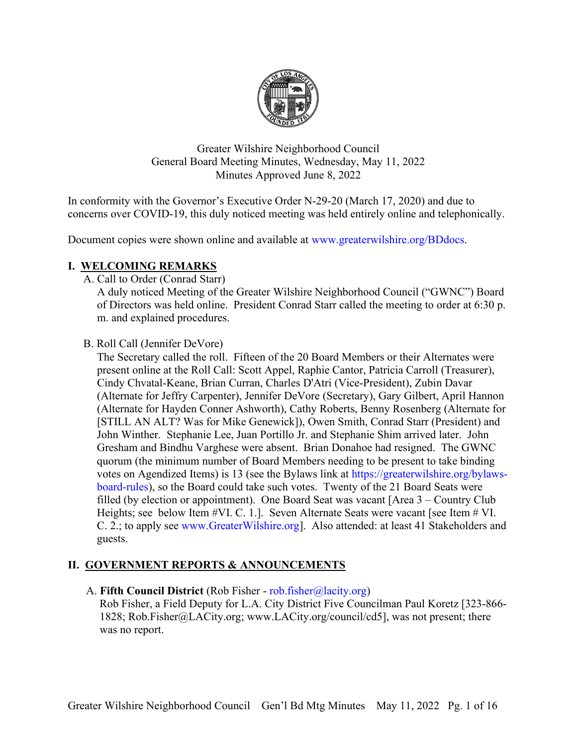Greater Wilshire Neighborhood Council
General Board Meeting Minutes, Wednesday, May 11, 2022
Minutes Approved June 8, 2022

In conformity with the Governor's Executive Order N-29-20 (March 17, 2020) and due to concerns over COVID-19, this duly noticed meeting was held entirely online and telephonically.

Document copies were shown online and available at www.greaterwilshire.org/BDdocs.

## I. WELCOMING REMARKS

A. Call to Order (Conrad Starr)

A duly noticed Meeting of the Greater Wilshire Neighborhood Council ("GWNC") Board of Directors was held online. President Conrad Starr called the meeting to order at 6:30 p. m. and explained procedures.

B. Roll Call (Jennifer DeVore)

The Secretary called the roll. Fifteen of the 20 Board Members or their Alternates were present online at the Roll Call: Scott Appel, Raphie Cantor, Patricia Carroll (Treasurer), Cindy Chvatal-Keane, Brian Curran, Charles D'Atri (Vice-President), Zubin Davar (Alternate for Jeffry Carpenter), Jennifer DeVore (Secretary), Gary Gilbert, April Hannon (Alternate for Hayden Conner Ashworth), Cathy Roberts, Benny Rosenberg (Alternate for [STILL AN ALT? Was for Mike Genewick]), Owen Smith, Conrad Starr (President) and John Winther. Stephanie Lee, Juan Portillo Jr. and Stephanie Shim arrived later. John Gresham and Bindhu Varghese were absent. Brian Donahoe had resigned. The GWNC quorum (the minimum number of Board Members needing to be present to take binding votes on Agendized Items) is 13 (see the Bylaws link at https://greaterwilshire.org/bylaws-board-rules), so the Board could take such votes. Twenty of the 21 Board Seats were filled (by election or appointment). One Board Seat was vacant [Area 3 – Country Club Heights; see below Item #VI. C. 1.]. Seven Alternate Seats were vacant [see Item # VI. C. 2.; to apply see www.GreaterWilshire.org]. Also attended: at least 41 Stakeholders and guests.

## II. GOVERNMENT REPORTS & ANNOUNCEMENTS

A. **Fifth Council District** (Rob Fisher - rob.fisher@lacity.org)

Rob Fisher, a Field Deputy for L.A. City District Five Councilman Paul Koretz [323-866-1828; Rob.Fisher@LACity.org; www.LACity.org/council/cd5], was not present; there was no report.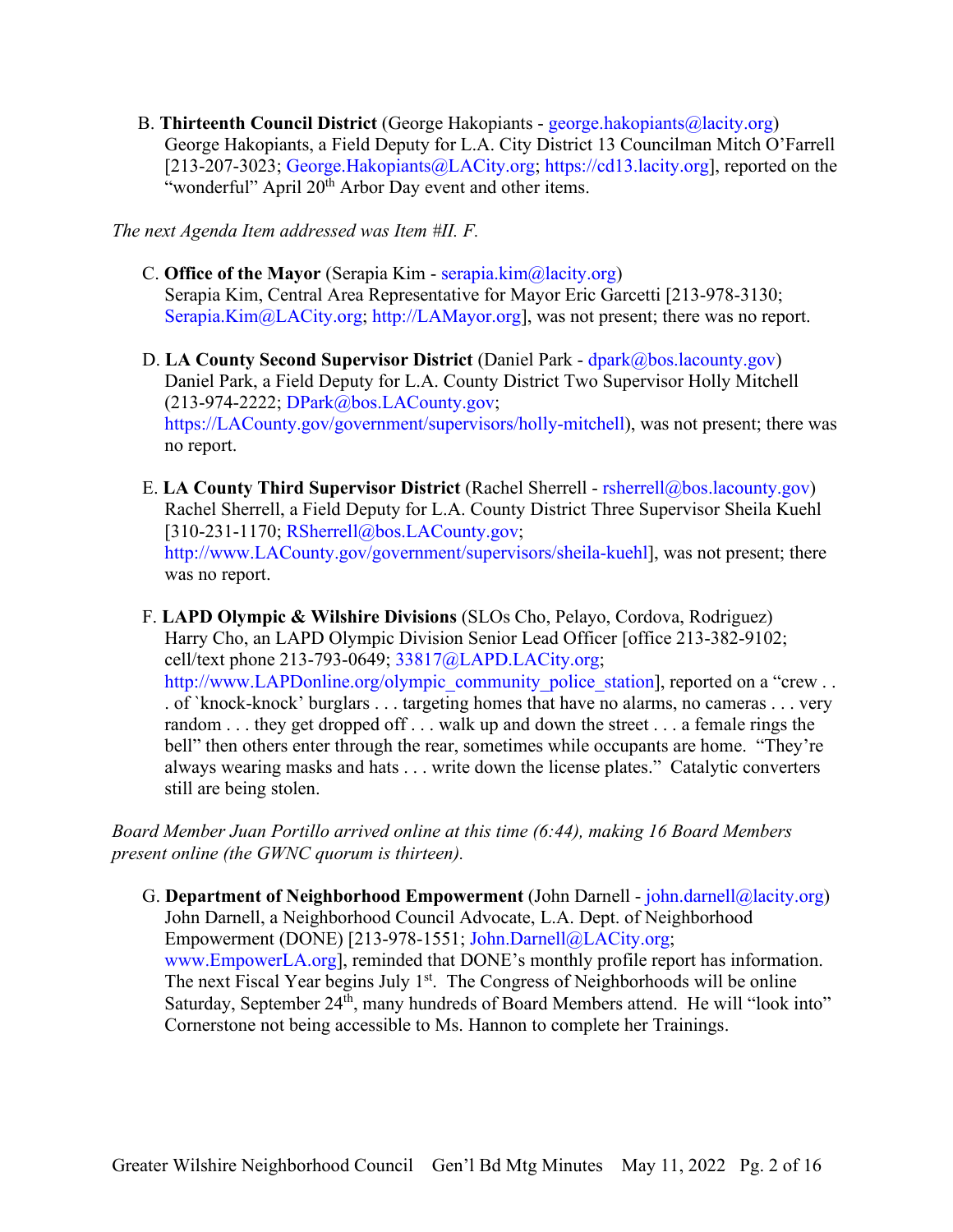B. **Thirteenth Council District** (George Hakopiants - george.hakopiants@lacity.org)
George Hakopiants, a Field Deputy for L.A. City District 13 Councilman Mitch O'Farrell [213-207-3023; George.Hakopiants@LACity.org; https://cd13.lacity.org], reported on the "wonderful" April 20th Arbor Day event and other items.

*The next Agenda Item addressed was Item #II. F.*

C. **Office of the Mayor** (Serapia Kim - serapia.kim@lacity.org)
Serapia Kim, Central Area Representative for Mayor Eric Garcetti [213-978-3130; Serapia.Kim@LACity.org; http://LAMayor.org], was not present; there was no report.

D. **LA County Second Supervisor District** (Daniel Park - dpark@bos.lacounty.gov)
Daniel Park, a Field Deputy for L.A. County District Two Supervisor Holly Mitchell (213-974-2222; DPark@bos.LACounty.gov; https://LACounty.gov/government/supervisors/holly-mitchell), was not present; there was no report.

E. **LA County Third Supervisor District** (Rachel Sherrell - rsherrell@bos.lacounty.gov)
Rachel Sherrell, a Field Deputy for L.A. County District Three Supervisor Sheila Kuehl [310-231-1170; RSherrell@bos.LACounty.gov; http://www.LACounty.gov/government/supervisors/sheila-kuehl], was not present; there was no report.

F. **LAPD Olympic & Wilshire Divisions** (SLOs Cho, Pelayo, Cordova, Rodriguez)
Harry Cho, an LAPD Olympic Division Senior Lead Officer [office 213-382-9102; cell/text phone 213-793-0649; 33817@LAPD.LACity.org; http://www.LAPDonline.org/olympic_community_police_station], reported on a "crew . . . of `knock-knock' burglars . . . targeting homes that have no alarms, no cameras . . . very random . . . they get dropped off . . . walk up and down the street . . . a female rings the bell" then others enter through the rear, sometimes while occupants are home. "They're always wearing masks and hats . . . write down the license plates." Catalytic converters still are being stolen.

*Board Member Juan Portillo arrived online at this time (6:44), making 16 Board Members present online (the GWNC quorum is thirteen).*

G. **Department of Neighborhood Empowerment** (John Darnell - john.darnell@lacity.org)
John Darnell, a Neighborhood Council Advocate, L.A. Dept. of Neighborhood Empowerment (DONE) [213-978-1551; John.Darnell@LACity.org; www.EmpowerLA.org], reminded that DONE's monthly profile report has information. The next Fiscal Year begins July 1st. The Congress of Neighborhoods will be online Saturday, September 24th, many hundreds of Board Members attend. He will "look into" Cornerstone not being accessible to Ms. Hannon to complete her Trainings.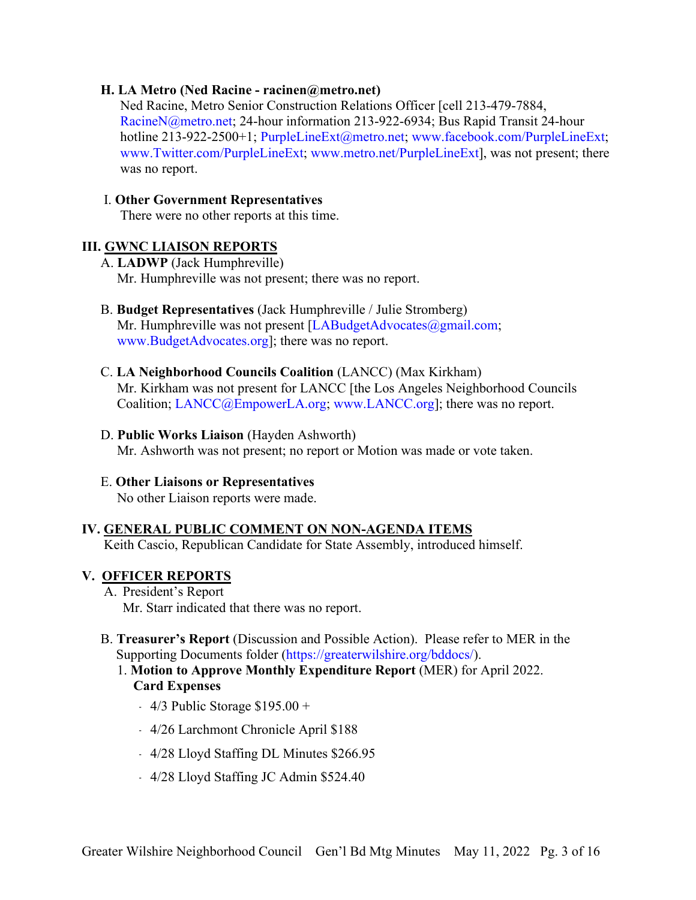**H. LA Metro (Ned Racine - racinen@metro.net)**

Ned Racine, Metro Senior Construction Relations Officer [cell 213-479-7884, RacineN@metro.net; 24-hour information 213-922-6934; Bus Rapid Transit 24-hour hotline 213-922-2500+1; PurpleLineExt@metro.net; www.facebook.com/PurpleLineExt; www.Twitter.com/PurpleLineExt; www.metro.net/PurpleLineExt], was not present; there was no report.

**I. Other Government Representatives**

There were no other reports at this time.

## III. GWNC LIAISON REPORTS

A. **LADWP** (Jack Humphreville)
Mr. Humphreville was not present; there was no report.

B. **Budget Representatives** (Jack Humphreville / Julie Stromberg)
Mr. Humphreville was not present [LABudgetAdvocates@gmail.com; www.BudgetAdvocates.org]; there was no report.

C. **LA Neighborhood Councils Coalition** (LANCC) (Max Kirkham)
Mr. Kirkham was not present for LANCC [the Los Angeles Neighborhood Councils Coalition; LANCC@EmpowerLA.org; www.LANCC.org]; there was no report.

D. **Public Works Liaison** (Hayden Ashworth)
Mr. Ashworth was not present; no report or Motion was made or vote taken.

E. **Other Liaisons or Representatives**
No other Liaison reports were made.

## IV. GENERAL PUBLIC COMMENT ON NON-AGENDA ITEMS

Keith Cascio, Republican Candidate for State Assembly, introduced himself.

## V. OFFICER REPORTS

A. President's Report
Mr. Starr indicated that there was no report.

B. **Treasurer's Report** (Discussion and Possible Action). Please refer to MER in the Supporting Documents folder (https://greaterwilshire.org/bddocs/).

1. **Motion to Approve Monthly Expenditure Report** (MER) for April 2022.
**Card Expenses**
    - 4/3 Public Storage $195.00 +
    - 4/26 Larchmont Chronicle April $188
    - 4/28 Lloyd Staffing DL Minutes $266.95
    - 4/28 Lloyd Staffing JC Admin $524.40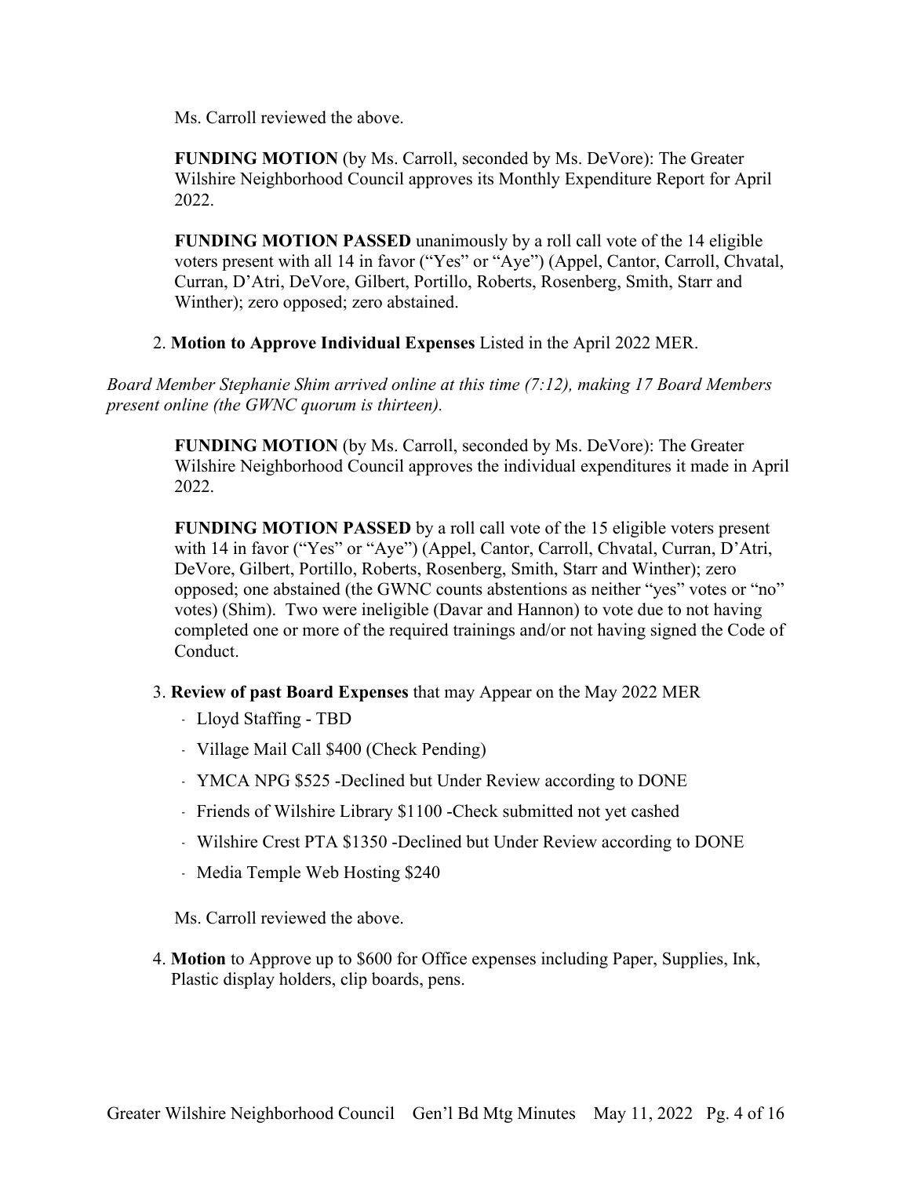Ms. Carroll reviewed the above.

**FUNDING MOTION** (by Ms. Carroll, seconded by Ms. DeVore): The Greater Wilshire Neighborhood Council approves its Monthly Expenditure Report for April 2022.

**FUNDING MOTION PASSED** unanimously by a roll call vote of the 14 eligible voters present with all 14 in favor ("Yes" or "Aye") (Appel, Cantor, Carroll, Chvatal, Curran, D'Atri, DeVore, Gilbert, Portillo, Roberts, Rosenberg, Smith, Starr and Winther); zero opposed; zero abstained.

2. **Motion to Approve Individual Expenses** Listed in the April 2022 MER.

*Board Member Stephanie Shim arrived online at this time (7:12), making 17 Board Members present online (the GWNC quorum is thirteen).*

**FUNDING MOTION** (by Ms. Carroll, seconded by Ms. DeVore): The Greater Wilshire Neighborhood Council approves the individual expenditures it made in April 2022.

**FUNDING MOTION PASSED** by a roll call vote of the 15 eligible voters present with 14 in favor ("Yes" or "Aye") (Appel, Cantor, Carroll, Chvatal, Curran, D'Atri, DeVore, Gilbert, Portillo, Roberts, Rosenberg, Smith, Starr and Winther); zero opposed; one abstained (the GWNC counts abstentions as neither "yes" votes or "no" votes) (Shim). Two were ineligible (Davar and Hannon) to vote due to not having completed one or more of the required trainings and/or not having signed the Code of Conduct.

3. **Review of past Board Expenses** that may Appear on the May 2022 MER
   - Lloyd Staffing - TBD
   - Village Mail Call $400 (Check Pending)
   - YMCA NPG $525 -Declined but Under Review according to DONE
   - Friends of Wilshire Library $1100 -Check submitted not yet cashed
   - Wilshire Crest PTA $1350 -Declined but Under Review according to DONE
   - Media Temple Web Hosting $240

   Ms. Carroll reviewed the above.

4. **Motion** to Approve up to $600 for Office expenses including Paper, Supplies, Ink, Plastic display holders, clip boards, pens.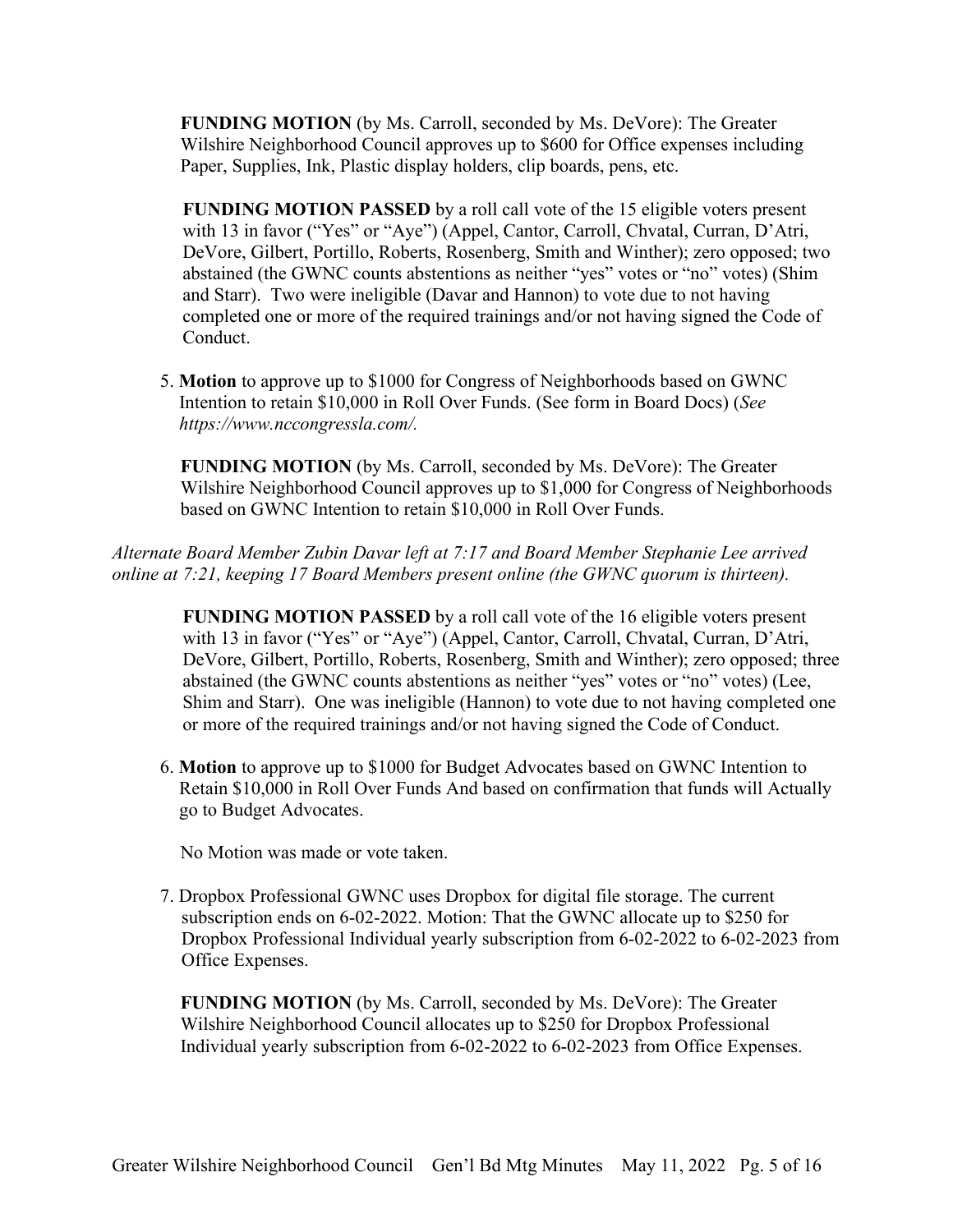**FUNDING MOTION** (by Ms. Carroll, seconded by Ms. DeVore): The Greater Wilshire Neighborhood Council approves up to $600 for Office expenses including Paper, Supplies, Ink, Plastic display holders, clip boards, pens, etc.

**FUNDING MOTION PASSED** by a roll call vote of the 15 eligible voters present with 13 in favor ("Yes" or "Aye") (Appel, Cantor, Carroll, Chvatal, Curran, D'Atri, DeVore, Gilbert, Portillo, Roberts, Rosenberg, Smith and Winther); zero opposed; two abstained (the GWNC counts abstentions as neither "yes" votes or "no" votes) (Shim and Starr). Two were ineligible (Davar and Hannon) to vote due to not having completed one or more of the required trainings and/or not having signed the Code of Conduct.

5. **Motion** to approve up to $1000 for Congress of Neighborhoods based on GWNC Intention to retain $10,000 in Roll Over Funds. (See form in Board Docs) (*See https://www.nccongressla.com/.*

   **FUNDING MOTION** (by Ms. Carroll, seconded by Ms. DeVore): The Greater Wilshire Neighborhood Council approves up to $1,000 for Congress of Neighborhoods based on GWNC Intention to retain $10,000 in Roll Over Funds.

*Alternate Board Member Zubin Davar left at 7:17 and Board Member Stephanie Lee arrived online at 7:21, keeping 17 Board Members present online (the GWNC quorum is thirteen).*

   **FUNDING MOTION PASSED** by a roll call vote of the 16 eligible voters present with 13 in favor ("Yes" or "Aye") (Appel, Cantor, Carroll, Chvatal, Curran, D'Atri, DeVore, Gilbert, Portillo, Roberts, Rosenberg, Smith and Winther); zero opposed; three abstained (the GWNC counts abstentions as neither "yes" votes or "no" votes) (Lee, Shim and Starr). One was ineligible (Hannon) to vote due to not having completed one or more of the required trainings and/or not having signed the Code of Conduct.

6. **Motion** to approve up to $1000 for Budget Advocates based on GWNC Intention to Retain $10,000 in Roll Over Funds And based on confirmation that funds will Actually go to Budget Advocates.

   No Motion was made or vote taken.

7. Dropbox Professional GWNC uses Dropbox for digital file storage. The current subscription ends on 6-02-2022. Motion: That the GWNC allocate up to $250 for Dropbox Professional Individual yearly subscription from 6-02-2022 to 6-02-2023 from Office Expenses.

   **FUNDING MOTION** (by Ms. Carroll, seconded by Ms. DeVore): The Greater Wilshire Neighborhood Council allocates up to $250 for Dropbox Professional Individual yearly subscription from 6-02-2022 to 6-02-2023 from Office Expenses.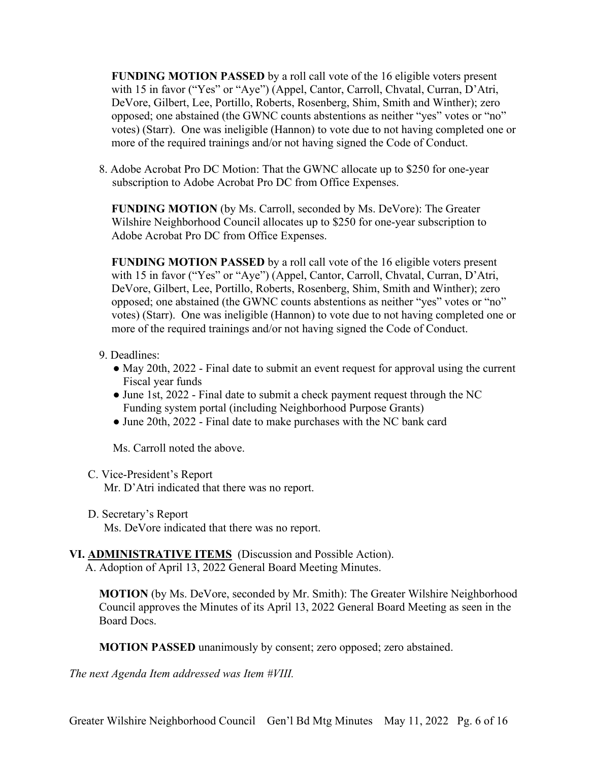**FUNDING MOTION PASSED** by a roll call vote of the 16 eligible voters present with 15 in favor ("Yes" or "Aye") (Appel, Cantor, Carroll, Chvatal, Curran, D'Atri, DeVore, Gilbert, Lee, Portillo, Roberts, Rosenberg, Shim, Smith and Winther); zero opposed; one abstained (the GWNC counts abstentions as neither "yes" votes or "no" votes) (Starr). One was ineligible (Hannon) to vote due to not having completed one or more of the required trainings and/or not having signed the Code of Conduct.

8. Adobe Acrobat Pro DC Motion: That the GWNC allocate up to $250 for one-year subscription to Adobe Acrobat Pro DC from Office Expenses.

**FUNDING MOTION** (by Ms. Carroll, seconded by Ms. DeVore): The Greater Wilshire Neighborhood Council allocates up to $250 for one-year subscription to Adobe Acrobat Pro DC from Office Expenses.

**FUNDING MOTION PASSED** by a roll call vote of the 16 eligible voters present with 15 in favor ("Yes" or "Aye") (Appel, Cantor, Carroll, Chvatal, Curran, D'Atri, DeVore, Gilbert, Lee, Portillo, Roberts, Rosenberg, Shim, Smith and Winther); zero opposed; one abstained (the GWNC counts abstentions as neither "yes" votes or "no" votes) (Starr). One was ineligible (Hannon) to vote due to not having completed one or more of the required trainings and/or not having signed the Code of Conduct.

9. Deadlines:
   - May 20th, 2022 - Final date to submit an event request for approval using the current Fiscal year funds
   - June 1st, 2022 - Final date to submit a check payment request through the NC Funding system portal (including Neighborhood Purpose Grants)
   - June 20th, 2022 - Final date to make purchases with the NC bank card

   Ms. Carroll noted the above.

C. Vice-President's Report
   Mr. D'Atri indicated that there was no report.

D. Secretary's Report
   Ms. DeVore indicated that there was no report.

## VI. ADMINISTRATIVE ITEMS (Discussion and Possible Action).

A. Adoption of April 13, 2022 General Board Meeting Minutes.

**MOTION** (by Ms. DeVore, seconded by Mr. Smith): The Greater Wilshire Neighborhood Council approves the Minutes of its April 13, 2022 General Board Meeting as seen in the Board Docs.

**MOTION PASSED** unanimously by consent; zero opposed; zero abstained.

*The next Agenda Item addressed was Item #VIII.*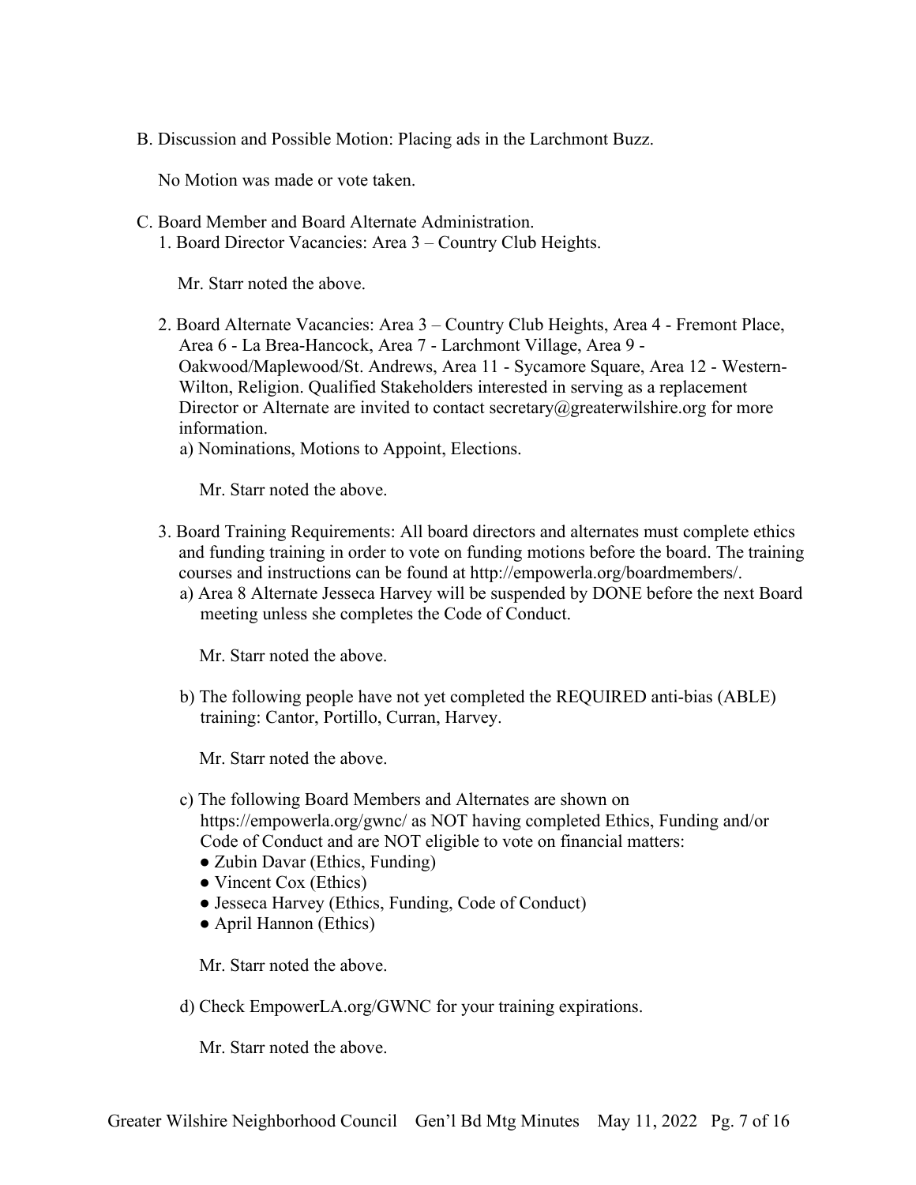B. Discussion and Possible Motion: Placing ads in the Larchmont Buzz.

No Motion was made or vote taken.

C. Board Member and Board Alternate Administration.

1. Board Director Vacancies: Area 3 – Country Club Heights.

   Mr. Starr noted the above.

2. Board Alternate Vacancies: Area 3 – Country Club Heights, Area 4 - Fremont Place, Area 6 - La Brea-Hancock, Area 7 - Larchmont Village, Area 9 - Oakwood/Maplewood/St. Andrews, Area 11 - Sycamore Square, Area 12 - Western-Wilton, Religion. Qualified Stakeholders interested in serving as a replacement Director or Alternate are invited to contact secretary@greaterwilshire.org for more information.

   a) Nominations, Motions to Appoint, Elections.

      Mr. Starr noted the above.

3. Board Training Requirements: All board directors and alternates must complete ethics and funding training in order to vote on funding motions before the board. The training courses and instructions can be found at http://empowerla.org/boardmembers/.

   a) Area 8 Alternate Jesseca Harvey will be suspended by DONE before the next Board meeting unless she completes the Code of Conduct.

      Mr. Starr noted the above.

   b) The following people have not yet completed the REQUIRED anti-bias (ABLE) training: Cantor, Portillo, Curran, Harvey.

      Mr. Starr noted the above.

   c) The following Board Members and Alternates are shown on https://empowerla.org/gwnc/ as NOT having completed Ethics, Funding and/or Code of Conduct and are NOT eligible to vote on financial matters:

      - Zubin Davar (Ethics, Funding)
      - Vincent Cox (Ethics)
      - Jesseca Harvey (Ethics, Funding, Code of Conduct)
      - April Hannon (Ethics)

      Mr. Starr noted the above.

   d) Check EmpowerLA.org/GWNC for your training expirations.

      Mr. Starr noted the above.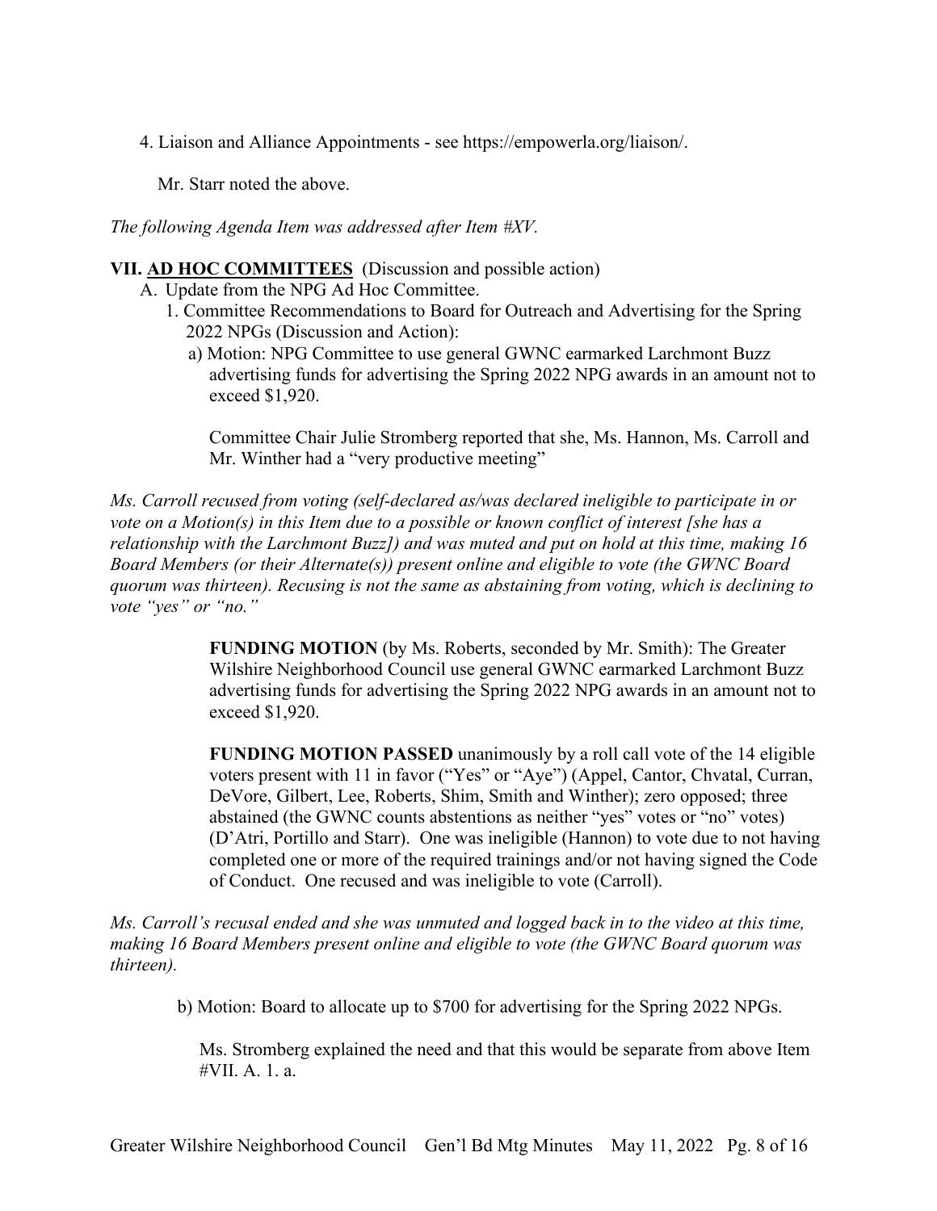4. Liaison and Alliance Appointments - see https://empowerla.org/liaison/.

Mr. Starr noted the above.

*The following Agenda Item was addressed after Item #XV.*

**VII. <u>AD HOC COMMITTEES</u>** (Discussion and possible action)

A. Update from the NPG Ad Hoc Committee.

1. Committee Recommendations to Board for Outreach and Advertising for the Spring 2022 NPGs (Discussion and Action):

a) Motion: NPG Committee to use general GWNC earmarked Larchmont Buzz advertising funds for advertising the Spring 2022 NPG awards in an amount not to exceed $1,920.

Committee Chair Julie Stromberg reported that she, Ms. Hannon, Ms. Carroll and Mr. Winther had a "very productive meeting"

*Ms. Carroll recused from voting (self-declared as/was declared ineligible to participate in or vote on a Motion(s) in this Item due to a possible or known conflict of interest [she has a relationship with the Larchmont Buzz]) and was muted and put on hold at this time, making 16 Board Members (or their Alternate(s)) present online and eligible to vote (the GWNC Board quorum was thirteen). Recusing is not the same as abstaining from voting, which is declining to vote "yes" or "no."*

**FUNDING MOTION** (by Ms. Roberts, seconded by Mr. Smith): The Greater Wilshire Neighborhood Council use general GWNC earmarked Larchmont Buzz advertising funds for advertising the Spring 2022 NPG awards in an amount not to exceed $1,920.

**FUNDING MOTION PASSED** unanimously by a roll call vote of the 14 eligible voters present with 11 in favor ("Yes" or "Aye") (Appel, Cantor, Chvatal, Curran, DeVore, Gilbert, Lee, Roberts, Shim, Smith and Winther); zero opposed; three abstained (the GWNC counts abstentions as neither "yes" votes or "no" votes) (D'Atri, Portillo and Starr). One was ineligible (Hannon) to vote due to not having completed one or more of the required trainings and/or not having signed the Code of Conduct. One recused and was ineligible to vote (Carroll).

*Ms. Carroll's recusal ended and she was unmuted and logged back in to the video at this time, making 16 Board Members present online and eligible to vote (the GWNC Board quorum was thirteen).*

b) Motion: Board to allocate up to $700 for advertising for the Spring 2022 NPGs.

Ms. Stromberg explained the need and that this would be separate from above Item #VII. A. 1. a.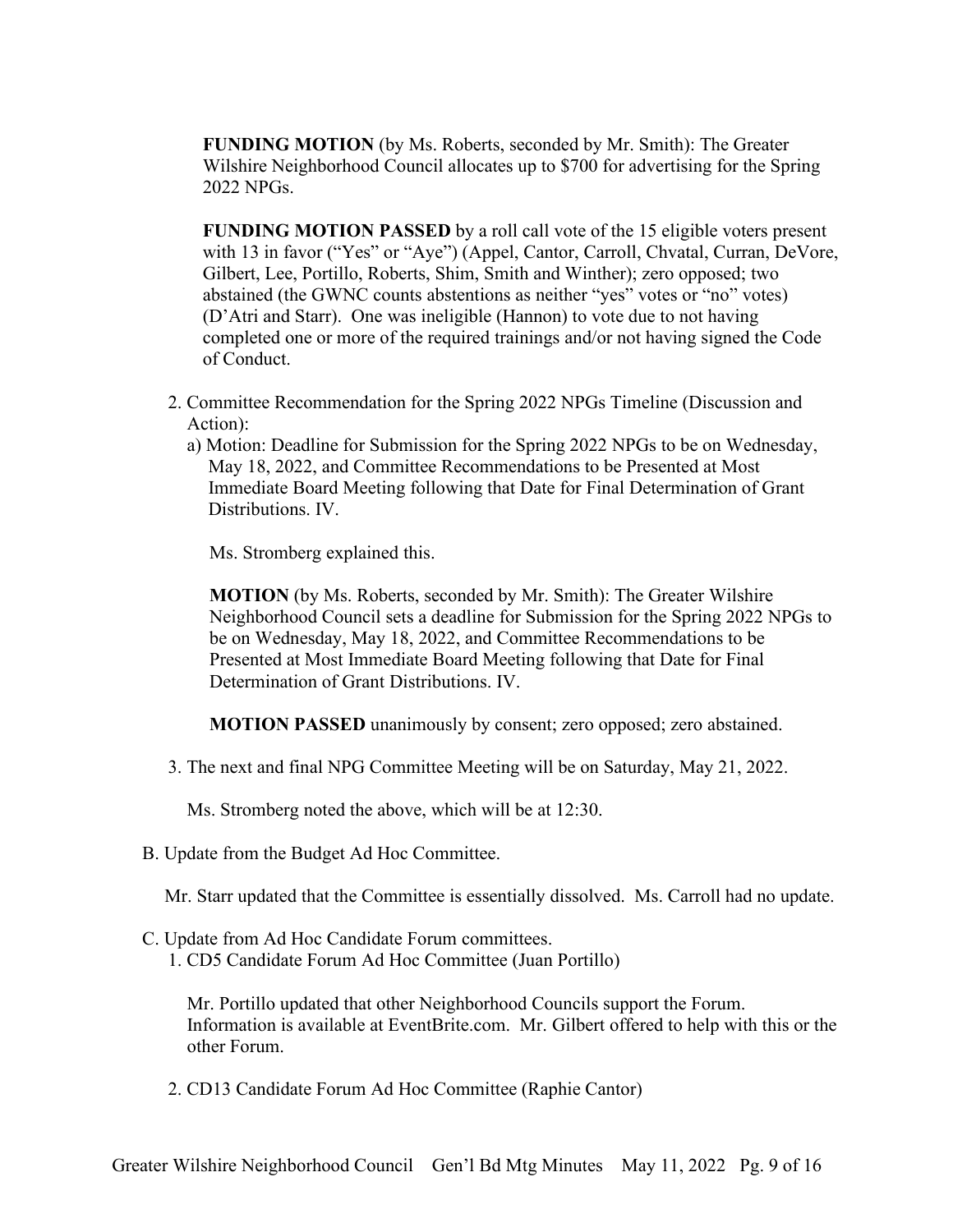**FUNDING MOTION** (by Ms. Roberts, seconded by Mr. Smith): The Greater Wilshire Neighborhood Council allocates up to $700 for advertising for the Spring 2022 NPGs.

**FUNDING MOTION PASSED** by a roll call vote of the 15 eligible voters present with 13 in favor ("Yes" or "Aye") (Appel, Cantor, Carroll, Chvatal, Curran, DeVore, Gilbert, Lee, Portillo, Roberts, Shim, Smith and Winther); zero opposed; two abstained (the GWNC counts abstentions as neither "yes" votes or "no" votes) (D'Atri and Starr). One was ineligible (Hannon) to vote due to not having completed one or more of the required trainings and/or not having signed the Code of Conduct.

2. Committee Recommendation for the Spring 2022 NPGs Timeline (Discussion and Action):
   a) Motion: Deadline for Submission for the Spring 2022 NPGs to be on Wednesday, May 18, 2022, and Committee Recommendations to be Presented at Most Immediate Board Meeting following that Date for Final Determination of Grant Distributions. IV.

   Ms. Stromberg explained this.

   **MOTION** (by Ms. Roberts, seconded by Mr. Smith): The Greater Wilshire Neighborhood Council sets a deadline for Submission for the Spring 2022 NPGs to be on Wednesday, May 18, 2022, and Committee Recommendations to be Presented at Most Immediate Board Meeting following that Date for Final Determination of Grant Distributions. IV.

   **MOTION PASSED** unanimously by consent; zero opposed; zero abstained.

3. The next and final NPG Committee Meeting will be on Saturday, May 21, 2022.

   Ms. Stromberg noted the above, which will be at 12:30.

B. Update from the Budget Ad Hoc Committee.

Mr. Starr updated that the Committee is essentially dissolved. Ms. Carroll had no update.

C. Update from Ad Hoc Candidate Forum committees.

1. CD5 Candidate Forum Ad Hoc Committee (Juan Portillo)

   Mr. Portillo updated that other Neighborhood Councils support the Forum. Information is available at EventBrite.com. Mr. Gilbert offered to help with this or the other Forum.

2. CD13 Candidate Forum Ad Hoc Committee (Raphie Cantor)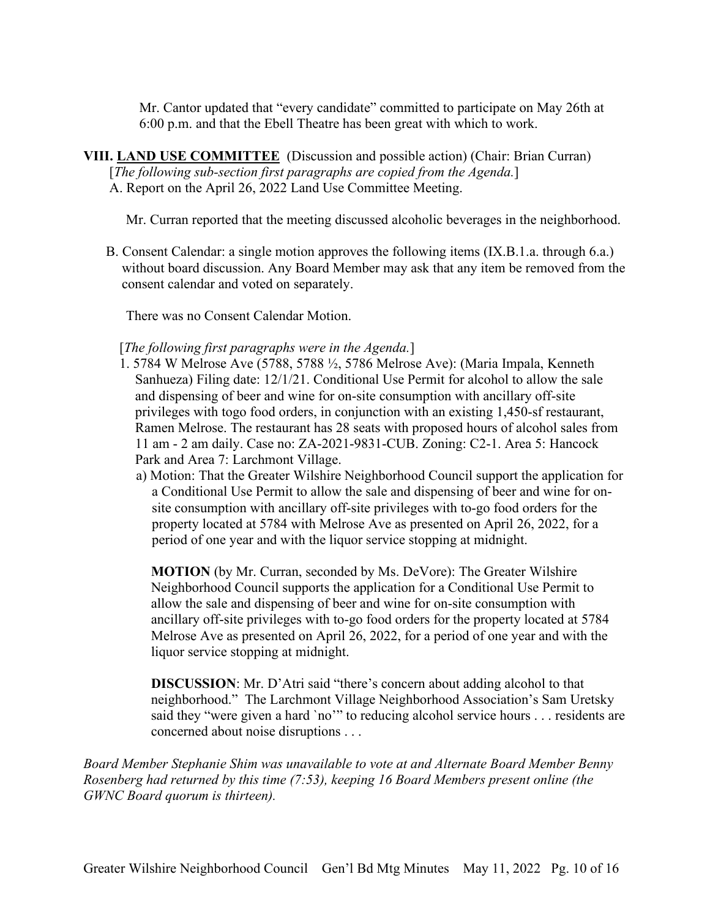Mr. Cantor updated that "every candidate" committed to participate on May 26th at 6:00 p.m. and that the Ebell Theatre has been great with which to work.

## VIII. LAND USE COMMITTEE (Discussion and possible action) (Chair: Brian Curran)

[*The following sub-section first paragraphs are copied from the Agenda.*]

A. Report on the April 26, 2022 Land Use Committee Meeting.

Mr. Curran reported that the meeting discussed alcoholic beverages in the neighborhood.

B. Consent Calendar: a single motion approves the following items (IX.B.1.a. through 6.a.) without board discussion. Any Board Member may ask that any item be removed from the consent calendar and voted on separately.

There was no Consent Calendar Motion.

[*The following first paragraphs were in the Agenda.*]

1. 5784 W Melrose Ave (5788, 5788 ½, 5786 Melrose Ave): (Maria Impala, Kenneth Sanhueza) Filing date: 12/1/21. Conditional Use Permit for alcohol to allow the sale and dispensing of beer and wine for on-site consumption with ancillary off-site privileges with togo food orders, in conjunction with an existing 1,450-sf restaurant, Ramen Melrose. The restaurant has 28 seats with proposed hours of alcohol sales from 11 am - 2 am daily. Case no: ZA-2021-9831-CUB. Zoning: C2-1. Area 5: Hancock Park and Area 7: Larchmont Village.

   a) Motion: That the Greater Wilshire Neighborhood Council support the application for a Conditional Use Permit to allow the sale and dispensing of beer and wine for on-site consumption with ancillary off-site privileges with to-go food orders for the property located at 5784 with Melrose Ave as presented on April 26, 2022, for a period of one year and with the liquor service stopping at midnight.

   **MOTION** (by Mr. Curran, seconded by Ms. DeVore): The Greater Wilshire Neighborhood Council supports the application for a Conditional Use Permit to allow the sale and dispensing of beer and wine for on-site consumption with ancillary off-site privileges with to-go food orders for the property located at 5784 Melrose Ave as presented on April 26, 2022, for a period of one year and with the liquor service stopping at midnight.

   **DISCUSSION**: Mr. D'Atri said "there's concern about adding alcohol to that neighborhood." The Larchmont Village Neighborhood Association's Sam Uretsky said they "were given a hard `no'" to reducing alcohol service hours . . . residents are concerned about noise disruptions . . .

*Board Member Stephanie Shim was unavailable to vote at and Alternate Board Member Benny Rosenberg had returned by this time (7:53), keeping 16 Board Members present online (the GWNC Board quorum is thirteen).*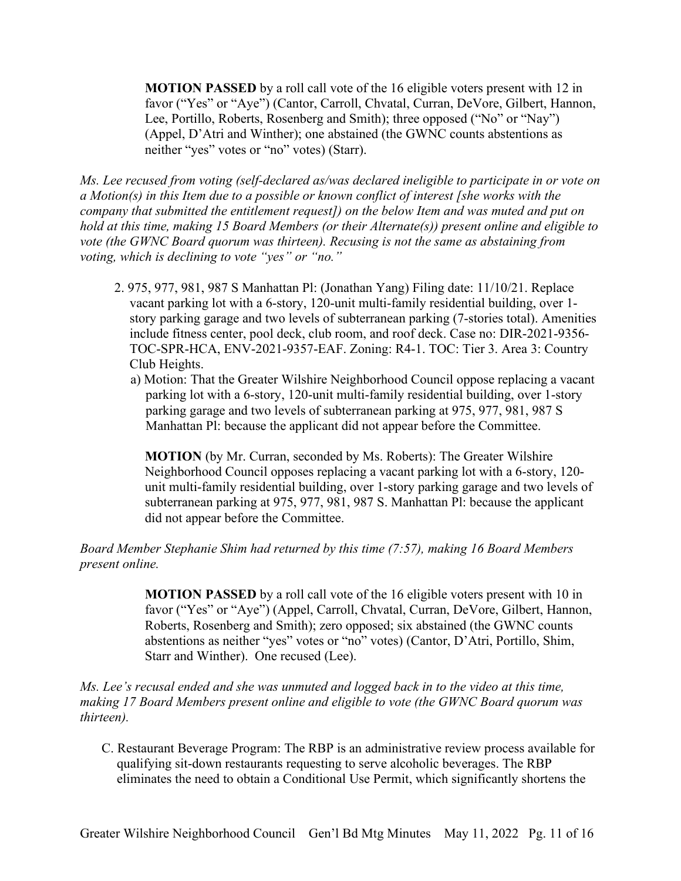**MOTION PASSED** by a roll call vote of the 16 eligible voters present with 12 in favor ("Yes" or "Aye") (Cantor, Carroll, Chvatal, Curran, DeVore, Gilbert, Hannon, Lee, Portillo, Roberts, Rosenberg and Smith); three opposed ("No" or "Nay") (Appel, D'Atri and Winther); one abstained (the GWNC counts abstentions as neither "yes" votes or "no" votes) (Starr).

*Ms. Lee recused from voting (self-declared as/was declared ineligible to participate in or vote on a Motion(s) in this Item due to a possible or known conflict of interest [she works with the company that submitted the entitlement request]) on the below Item and was muted and put on hold at this time, making 15 Board Members (or their Alternate(s)) present online and eligible to vote (the GWNC Board quorum was thirteen). Recusing is not the same as abstaining from voting, which is declining to vote "yes" or "no."*

2. 975, 977, 981, 987 S Manhattan Pl: (Jonathan Yang) Filing date: 11/10/21. Replace vacant parking lot with a 6-story, 120-unit multi-family residential building, over 1-story parking garage and two levels of subterranean parking (7-stories total). Amenities include fitness center, pool deck, club room, and roof deck. Case no: DIR-2021-9356-TOC-SPR-HCA, ENV-2021-9357-EAF. Zoning: R4-1. TOC: Tier 3. Area 3: Country Club Heights.
   a) Motion: That the Greater Wilshire Neighborhood Council oppose replacing a vacant parking lot with a 6-story, 120-unit multi-family residential building, over 1-story parking garage and two levels of subterranean parking at 975, 977, 981, 987 S Manhattan Pl: because the applicant did not appear before the Committee.

   **MOTION** (by Mr. Curran, seconded by Ms. Roberts): The Greater Wilshire Neighborhood Council opposes replacing a vacant parking lot with a 6-story, 120-unit multi-family residential building, over 1-story parking garage and two levels of subterranean parking at 975, 977, 981, 987 S. Manhattan Pl: because the applicant did not appear before the Committee.

*Board Member Stephanie Shim had returned by this time (7:57), making 16 Board Members present online.*

**MOTION PASSED** by a roll call vote of the 16 eligible voters present with 10 in favor ("Yes" or "Aye") (Appel, Carroll, Chvatal, Curran, DeVore, Gilbert, Hannon, Roberts, Rosenberg and Smith); zero opposed; six abstained (the GWNC counts abstentions as neither "yes" votes or "no" votes) (Cantor, D'Atri, Portillo, Shim, Starr and Winther). One recused (Lee).

*Ms. Lee's recusal ended and she was unmuted and logged back in to the video at this time, making 17 Board Members present online and eligible to vote (the GWNC Board quorum was thirteen).*

C. Restaurant Beverage Program: The RBP is an administrative review process available for qualifying sit-down restaurants requesting to serve alcoholic beverages. The RBP eliminates the need to obtain a Conditional Use Permit, which significantly shortens the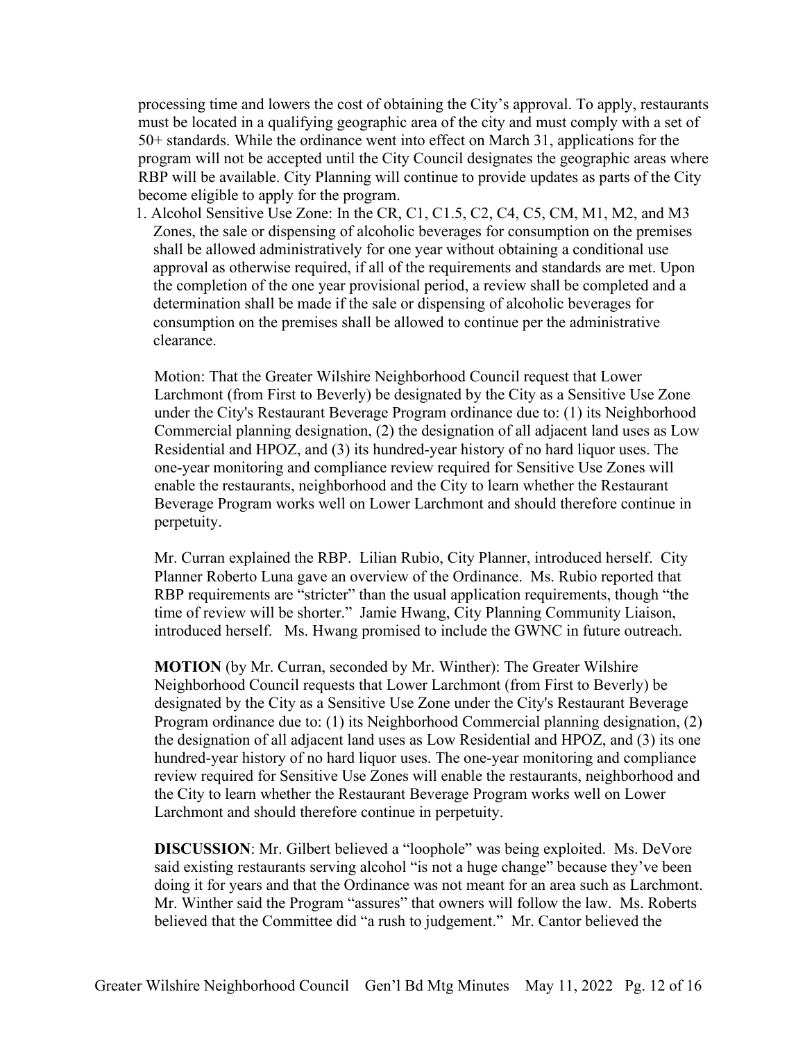processing time and lowers the cost of obtaining the City's approval. To apply, restaurants must be located in a qualifying geographic area of the city and must comply with a set of 50+ standards. While the ordinance went into effect on March 31, applications for the program will not be accepted until the City Council designates the geographic areas where RBP will be available. City Planning will continue to provide updates as parts of the City become eligible to apply for the program.

1. Alcohol Sensitive Use Zone: In the CR, C1, C1.5, C2, C4, C5, CM, M1, M2, and M3 Zones, the sale or dispensing of alcoholic beverages for consumption on the premises shall be allowed administratively for one year without obtaining a conditional use approval as otherwise required, if all of the requirements and standards are met. Upon the completion of the one year provisional period, a review shall be completed and a determination shall be made if the sale or dispensing of alcoholic beverages for consumption on the premises shall be allowed to continue per the administrative clearance.

   Motion: That the Greater Wilshire Neighborhood Council request that Lower Larchmont (from First to Beverly) be designated by the City as a Sensitive Use Zone under the City's Restaurant Beverage Program ordinance due to: (1) its Neighborhood Commercial planning designation, (2) the designation of all adjacent land uses as Low Residential and HPOZ, and (3) its hundred-year history of no hard liquor uses. The one-year monitoring and compliance review required for Sensitive Use Zones will enable the restaurants, neighborhood and the City to learn whether the Restaurant Beverage Program works well on Lower Larchmont and should therefore continue in perpetuity.

   Mr. Curran explained the RBP. Lilian Rubio, City Planner, introduced herself. City Planner Roberto Luna gave an overview of the Ordinance. Ms. Rubio reported that RBP requirements are "stricter" than the usual application requirements, though "the time of review will be shorter." Jamie Hwang, City Planning Community Liaison, introduced herself. Ms. Hwang promised to include the GWNC in future outreach.

   **MOTION** (by Mr. Curran, seconded by Mr. Winther): The Greater Wilshire Neighborhood Council requests that Lower Larchmont (from First to Beverly) be designated by the City as a Sensitive Use Zone under the City's Restaurant Beverage Program ordinance due to: (1) its Neighborhood Commercial planning designation, (2) the designation of all adjacent land uses as Low Residential and HPOZ, and (3) its one hundred-year history of no hard liquor uses. The one-year monitoring and compliance review required for Sensitive Use Zones will enable the restaurants, neighborhood and the City to learn whether the Restaurant Beverage Program works well on Lower Larchmont and should therefore continue in perpetuity.

   **DISCUSSION**: Mr. Gilbert believed a "loophole" was being exploited. Ms. DeVore said existing restaurants serving alcohol "is not a huge change" because they've been doing it for years and that the Ordinance was not meant for an area such as Larchmont. Mr. Winther said the Program "assures" that owners will follow the law. Ms. Roberts believed that the Committee did "a rush to judgement." Mr. Cantor believed the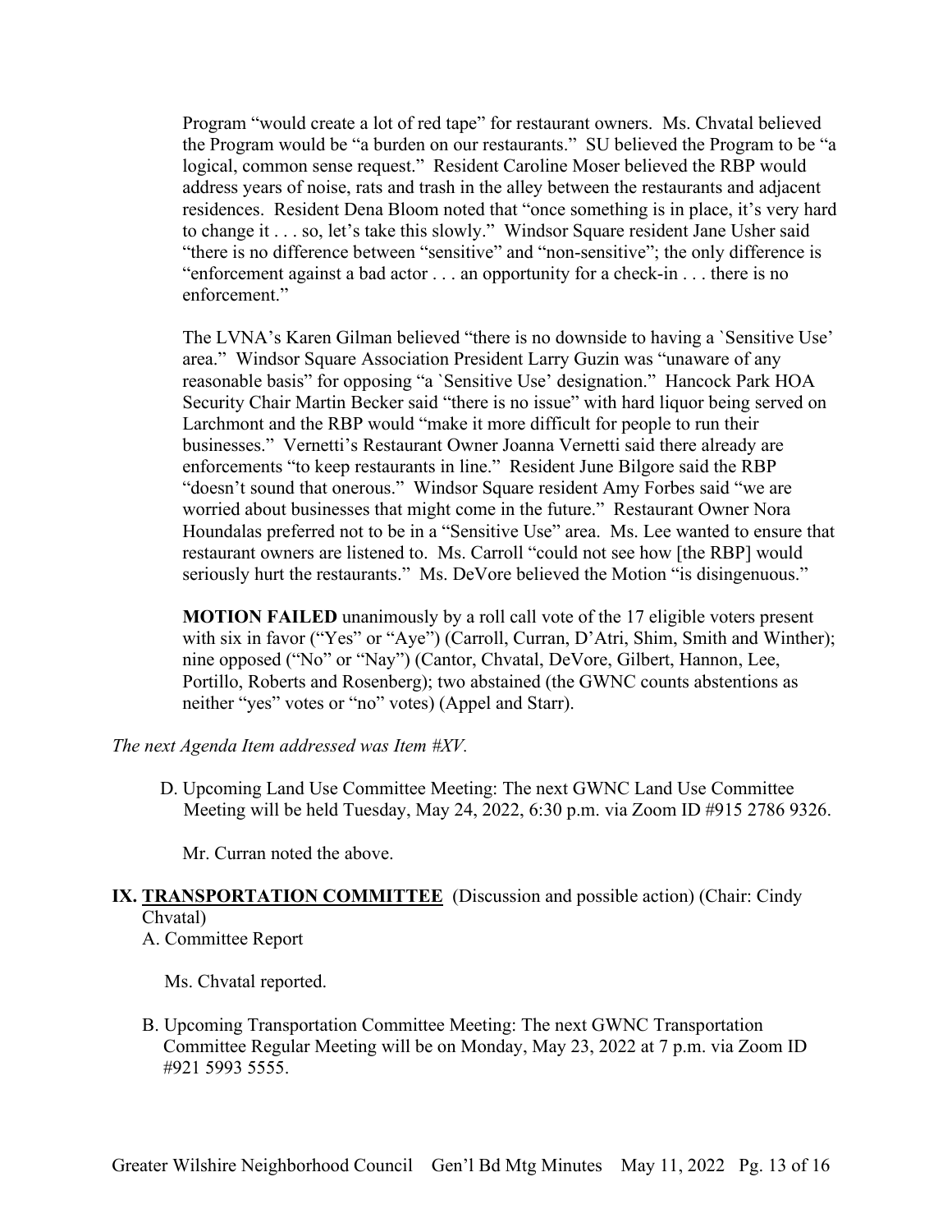Program "would create a lot of red tape" for restaurant owners. Ms. Chvatal believed the Program would be "a burden on our restaurants." SU believed the Program to be "a logical, common sense request." Resident Caroline Moser believed the RBP would address years of noise, rats and trash in the alley between the restaurants and adjacent residences. Resident Dena Bloom noted that "once something is in place, it's very hard to change it . . . so, let's take this slowly." Windsor Square resident Jane Usher said "there is no difference between "sensitive" and "non-sensitive"; the only difference is "enforcement against a bad actor . . . an opportunity for a check-in . . . there is no enforcement."

The LVNA's Karen Gilman believed "there is no downside to having a `Sensitive Use' area." Windsor Square Association President Larry Guzin was "unaware of any reasonable basis" for opposing "a `Sensitive Use' designation." Hancock Park HOA Security Chair Martin Becker said "there is no issue" with hard liquor being served on Larchmont and the RBP would "make it more difficult for people to run their businesses." Vernetti's Restaurant Owner Joanna Vernetti said there already are enforcements "to keep restaurants in line." Resident June Bilgore said the RBP "doesn't sound that onerous." Windsor Square resident Amy Forbes said "we are worried about businesses that might come in the future." Restaurant Owner Nora Houndalas preferred not to be in a "Sensitive Use" area. Ms. Lee wanted to ensure that restaurant owners are listened to. Ms. Carroll "could not see how [the RBP] would seriously hurt the restaurants." Ms. DeVore believed the Motion "is disingenuous."

**MOTION FAILED** unanimously by a roll call vote of the 17 eligible voters present with six in favor ("Yes" or "Aye") (Carroll, Curran, D'Atri, Shim, Smith and Winther); nine opposed ("No" or "Nay") (Cantor, Chvatal, DeVore, Gilbert, Hannon, Lee, Portillo, Roberts and Rosenberg); two abstained (the GWNC counts abstentions as neither "yes" votes or "no" votes) (Appel and Starr).

*The next Agenda Item addressed was Item #XV.*

D. Upcoming Land Use Committee Meeting: The next GWNC Land Use Committee Meeting will be held Tuesday, May 24, 2022, 6:30 p.m. via Zoom ID #915 2786 9326.

Mr. Curran noted the above.

## IX. <u>TRANSPORTATION COMMITTEE</u> (Discussion and possible action) (Chair: Cindy Chvatal)

A. Committee Report

Ms. Chvatal reported.

B. Upcoming Transportation Committee Meeting: The next GWNC Transportation Committee Regular Meeting will be on Monday, May 23, 2022 at 7 p.m. via Zoom ID #921 5993 5555.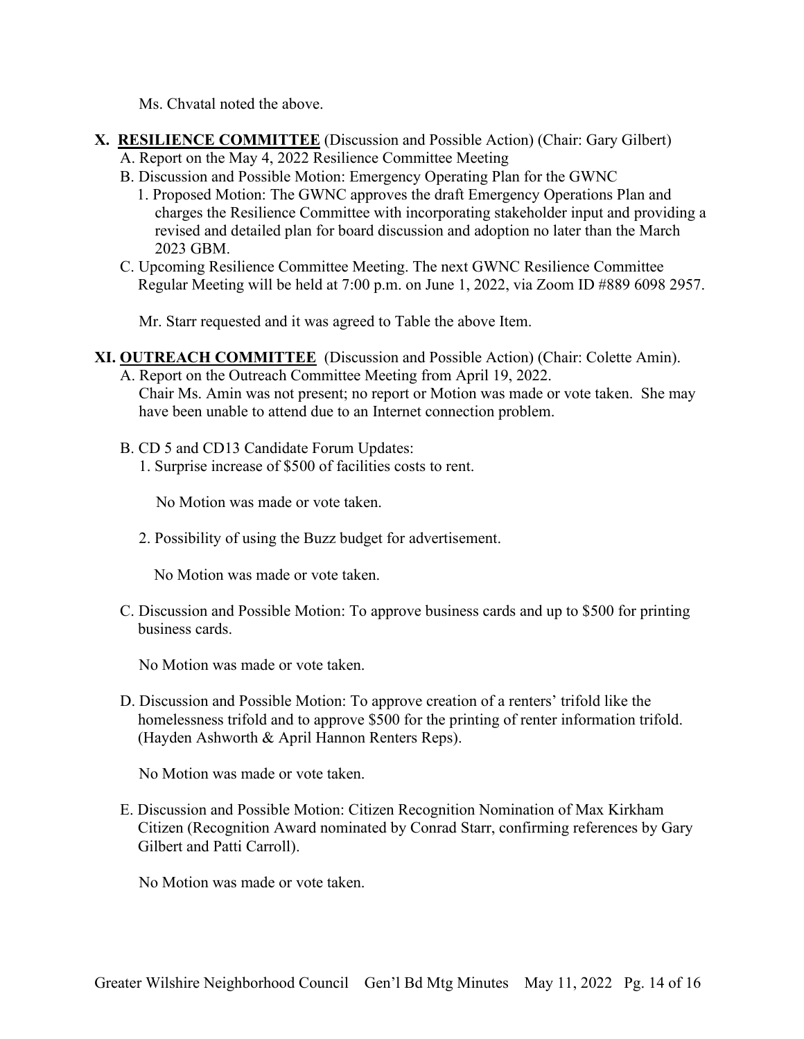Ms. Chvatal noted the above.

## X. **RESILIENCE COMMITTEE** (Discussion and Possible Action) (Chair: Gary Gilbert)

A. Report on the May 4, 2022 Resilience Committee Meeting

B. Discussion and Possible Motion: Emergency Operating Plan for the GWNC

1. Proposed Motion: The GWNC approves the draft Emergency Operations Plan and charges the Resilience Committee with incorporating stakeholder input and providing a revised and detailed plan for board discussion and adoption no later than the March 2023 GBM.

C. Upcoming Resilience Committee Meeting. The next GWNC Resilience Committee Regular Meeting will be held at 7:00 p.m. on June 1, 2022, via Zoom ID #889 6098 2957.

Mr. Starr requested and it was agreed to Table the above Item.

## XI. **OUTREACH COMMITTEE** (Discussion and Possible Action) (Chair: Colette Amin).

A. Report on the Outreach Committee Meeting from April 19, 2022.
Chair Ms. Amin was not present; no report or Motion was made or vote taken. She may have been unable to attend due to an Internet connection problem.

B. CD 5 and CD13 Candidate Forum Updates:

1. Surprise increase of $500 of facilities costs to rent.

   No Motion was made or vote taken.

2. Possibility of using the Buzz budget for advertisement.

   No Motion was made or vote taken.

C. Discussion and Possible Motion: To approve business cards and up to $500 for printing business cards.

No Motion was made or vote taken.

D. Discussion and Possible Motion: To approve creation of a renters' trifold like the homelessness trifold and to approve $500 for the printing of renter information trifold. (Hayden Ashworth & April Hannon Renters Reps).

No Motion was made or vote taken.

E. Discussion and Possible Motion: Citizen Recognition Nomination of Max Kirkham Citizen (Recognition Award nominated by Conrad Starr, confirming references by Gary Gilbert and Patti Carroll).

No Motion was made or vote taken.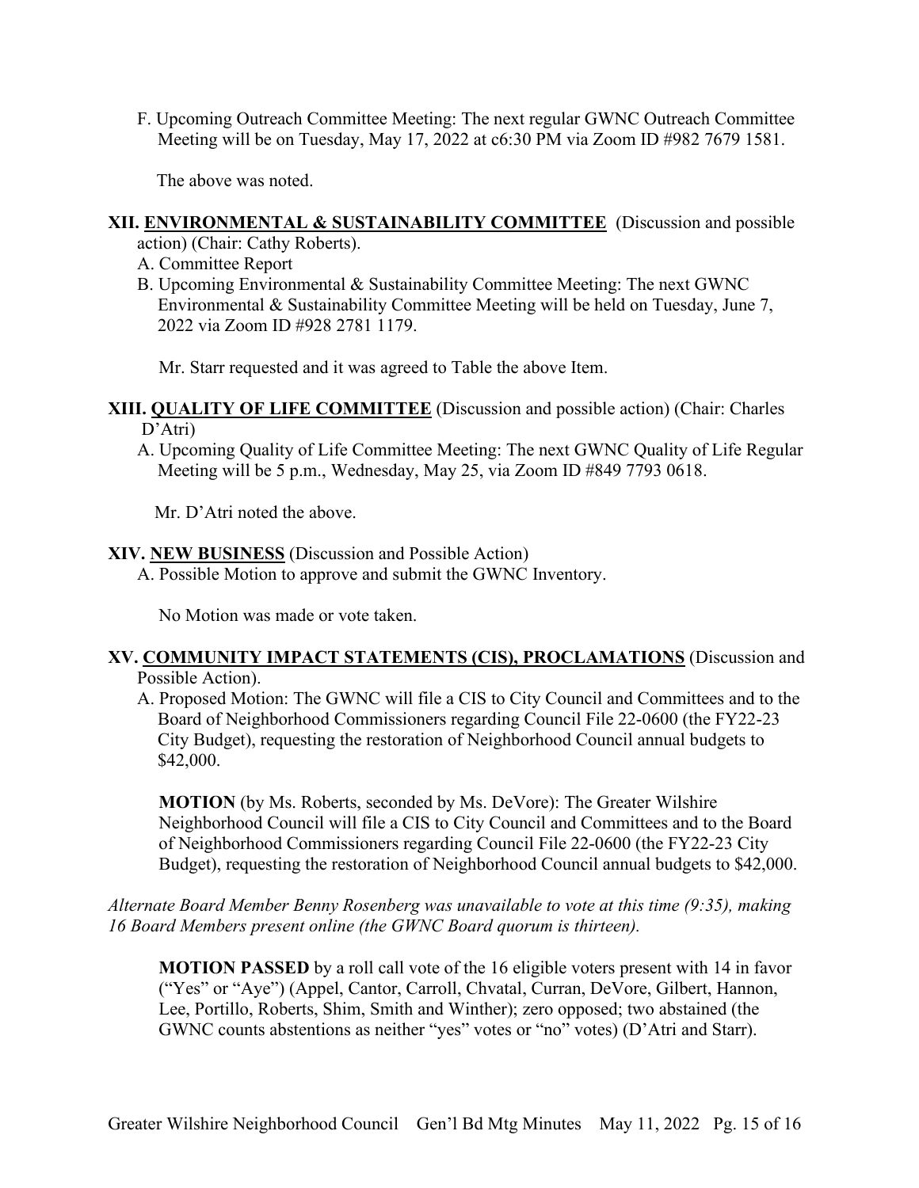F. Upcoming Outreach Committee Meeting: The next regular GWNC Outreach Committee Meeting will be on Tuesday, May 17, 2022 at c6:30 PM via Zoom ID #982 7679 1581.

The above was noted.

**XII. <u>ENVIRONMENTAL & SUSTAINABILITY COMMITTEE</u>** (Discussion and possible action) (Chair: Cathy Roberts).

A. Committee Report

B. Upcoming Environmental & Sustainability Committee Meeting: The next GWNC Environmental & Sustainability Committee Meeting will be held on Tuesday, June 7, 2022 via Zoom ID #928 2781 1179.

Mr. Starr requested and it was agreed to Table the above Item.

**XIII. <u>QUALITY OF LIFE COMMITTEE</u>** (Discussion and possible action) (Chair: Charles D'Atri)

A. Upcoming Quality of Life Committee Meeting: The next GWNC Quality of Life Regular Meeting will be 5 p.m., Wednesday, May 25, via Zoom ID #849 7793 0618.

Mr. D'Atri noted the above.

**XIV. <u>NEW BUSINESS</u>** (Discussion and Possible Action)

A. Possible Motion to approve and submit the GWNC Inventory.

No Motion was made or vote taken.

**XV. <u>COMMUNITY IMPACT STATEMENTS (CIS), PROCLAMATIONS</u>** (Discussion and Possible Action).

A. Proposed Motion: The GWNC will file a CIS to City Council and Committees and to the Board of Neighborhood Commissioners regarding Council File 22-0600 (the FY22-23 City Budget), requesting the restoration of Neighborhood Council annual budgets to $42,000.

**MOTION** (by Ms. Roberts, seconded by Ms. DeVore): The Greater Wilshire Neighborhood Council will file a CIS to City Council and Committees and to the Board of Neighborhood Commissioners regarding Council File 22-0600 (the FY22-23 City Budget), requesting the restoration of Neighborhood Council annual budgets to $42,000.

*Alternate Board Member Benny Rosenberg was unavailable to vote at this time (9:35), making 16 Board Members present online (the GWNC Board quorum is thirteen).*

**MOTION PASSED** by a roll call vote of the 16 eligible voters present with 14 in favor ("Yes" or "Aye") (Appel, Cantor, Carroll, Chvatal, Curran, DeVore, Gilbert, Hannon, Lee, Portillo, Roberts, Shim, Smith and Winther); zero opposed; two abstained (the GWNC counts abstentions as neither "yes" votes or "no" votes) (D'Atri and Starr).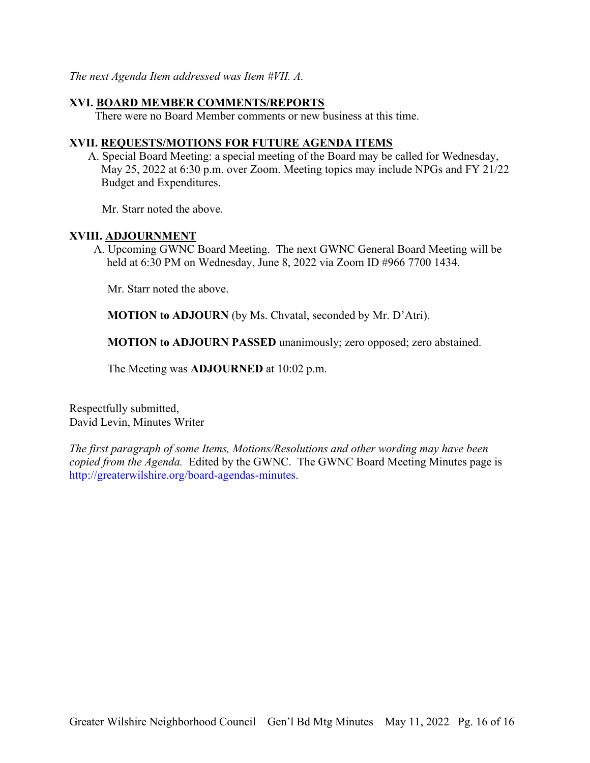*The next Agenda Item addressed was Item #VII. A.*

## XVI. BOARD MEMBER COMMENTS/REPORTS

There were no Board Member comments or new business at this time.

## XVII. REQUESTS/MOTIONS FOR FUTURE AGENDA ITEMS

A. Special Board Meeting: a special meeting of the Board may be called for Wednesday, May 25, 2022 at 6:30 p.m. over Zoom. Meeting topics may include NPGs and FY 21/22 Budget and Expenditures.

Mr. Starr noted the above.

## XVIII. ADJOURNMENT

A. Upcoming GWNC Board Meeting. The next GWNC General Board Meeting will be held at 6:30 PM on Wednesday, June 8, 2022 via Zoom ID #966 7700 1434.

Mr. Starr noted the above.

**MOTION to ADJOURN** (by Ms. Chvatal, seconded by Mr. D'Atri).

**MOTION to ADJOURN PASSED** unanimously; zero opposed; zero abstained.

The Meeting was **ADJOURNED** at 10:02 p.m.

Respectfully submitted,
David Levin, Minutes Writer

*The first paragraph of some Items, Motions/Resolutions and other wording may have been copied from the Agenda.* Edited by the GWNC. The GWNC Board Meeting Minutes page is http://greaterwilshire.org/board-agendas-minutes.